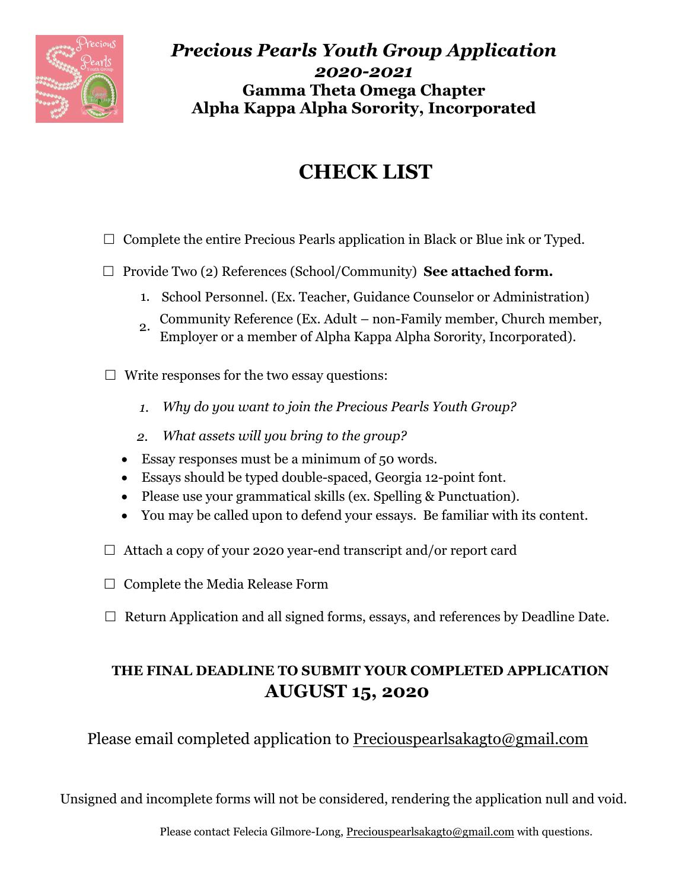# *Precious Pearls Youth Group Application*
## *2020-2021*
## Gamma Theta Omega Chapter
## Alpha Kappa Alpha Sorority, Incorporated

# CHECK LIST

☐ Complete the entire Precious Pearls application in Black or Blue ink or Typed.

☐ Provide Two (2) References (School/Community) **See attached form.**

1. School Personnel. (Ex. Teacher, Guidance Counselor or Administration)
2. Community Reference (Ex. Adult – non-Family member, Church member, Employer or a member of Alpha Kappa Alpha Sorority, Incorporated).

☐ Write responses for the two essay questions:

1. *Why do you want to join the Precious Pearls Youth Group?*
2. *What assets will you bring to the group?*

- Essay responses must be a minimum of 50 words.
- Essays should be typed double-spaced, Georgia 12-point font.
- Please use your grammatical skills (ex. Spelling & Punctuation).
- You may be called upon to defend your essays. Be familiar with its content.

☐ Attach a copy of your 2020 year-end transcript and/or report card

☐ Complete the Media Release Form

☐ Return Application and all signed forms, essays, and references by Deadline Date.

**THE FINAL DEADLINE TO SUBMIT YOUR COMPLETED APPLICATION**
**AUGUST 15, 2020**

Please email completed application to Preciouspearlsakagto@gmail.com

Unsigned and incomplete forms will not be considered, rendering the application null and void.

Please contact Felecia Gilmore-Long, Preciouspearlsakagto@gmail.com with questions.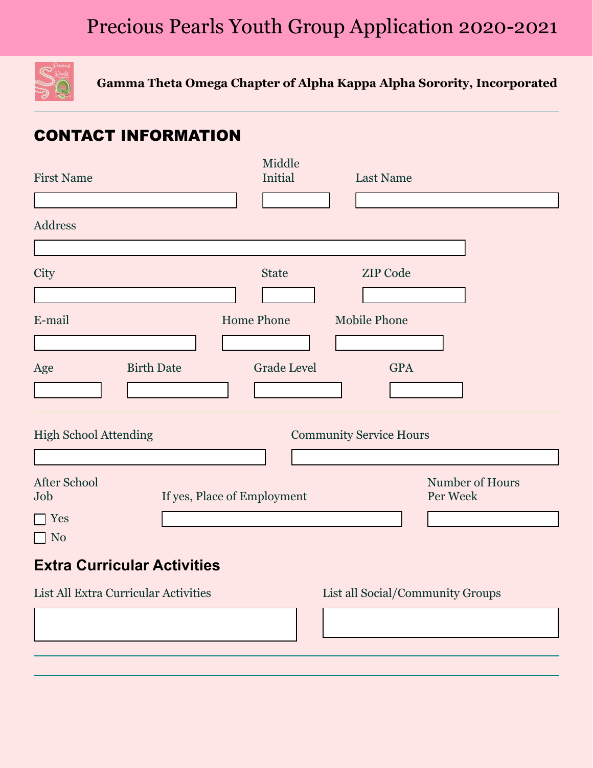# Precious Pearls Youth Group Application 2020-2021

**Gamma Theta Omega Chapter of Alpha Kappa Alpha Sorority, Incorporated**

## CONTACT INFORMATION

First Name

Middle Initial

Last Name

Address

City

State

ZIP Code

E-mail

Home Phone

Mobile Phone

Age

Birth Date

Grade Level

GPA

High School Attending

Community Service Hours

After School Job

- ☐ Yes
- ☐ No

If yes, Place of Employment

Number of Hours Per Week

## Extra Curricular Activities

List All Extra Curricular Activities

List all Social/Community Groups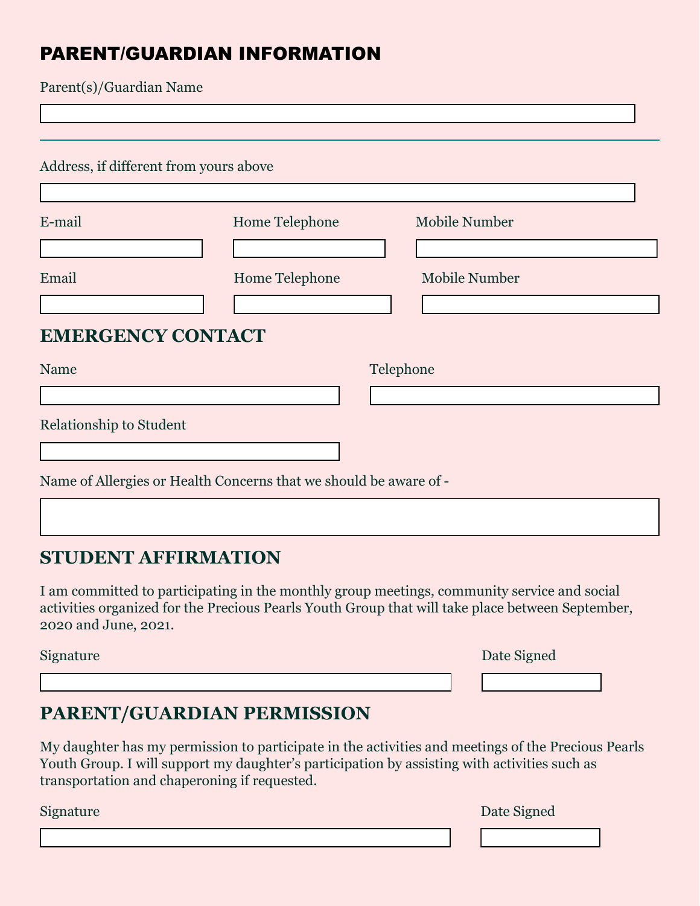## PARENT/GUARDIAN INFORMATION

Parent(s)/Guardian Name

---

Address, if different from yours above

E-mail

Home Telephone

Mobile Number

Email

Home Telephone

Mobile Number

## EMERGENCY CONTACT

Name

Telephone

Relationship to Student

Name of Allergies or Health Concerns that we should be aware of -

## STUDENT AFFIRMATION

I am committed to participating in the monthly group meetings, community service and social activities organized for the Precious Pearls Youth Group that will take place between September, 2020 and June, 2021.

Signature

Date Signed

## PARENT/GUARDIAN PERMISSION

My daughter has my permission to participate in the activities and meetings of the Precious Pearls Youth Group. I will support my daughter's participation by assisting with activities such as transportation and chaperoning if requested.

Signature

Date Signed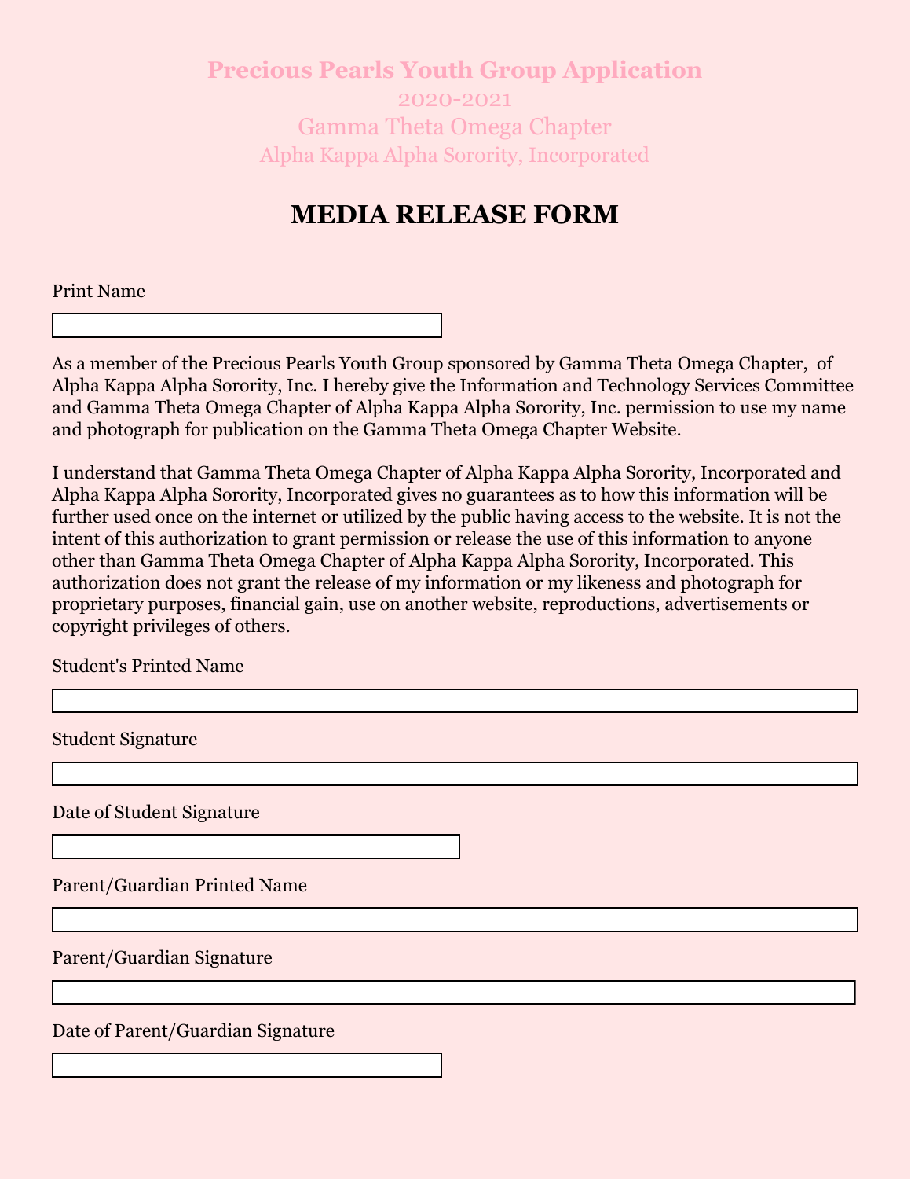# Precious Pearls Youth Group Application

2020-2021

Gamma Theta Omega Chapter

Alpha Kappa Alpha Sorority, Incorporated

## MEDIA RELEASE FORM

Print Name

As a member of the Precious Pearls Youth Group sponsored by Gamma Theta Omega Chapter, of Alpha Kappa Alpha Sorority, Inc. I hereby give the Information and Technology Services Committee and Gamma Theta Omega Chapter of Alpha Kappa Alpha Sorority, Inc. permission to use my name and photograph for publication on the Gamma Theta Omega Chapter Website.

I understand that Gamma Theta Omega Chapter of Alpha Kappa Alpha Sorority, Incorporated and Alpha Kappa Alpha Sorority, Incorporated gives no guarantees as to how this information will be further used once on the internet or utilized by the public having access to the website. It is not the intent of this authorization to grant permission or release the use of this information to anyone other than Gamma Theta Omega Chapter of Alpha Kappa Alpha Sorority, Incorporated. This authorization does not grant the release of my information or my likeness and photograph for proprietary purposes, financial gain, use on another website, reproductions, advertisements or copyright privileges of others.

Student's Printed Name

Student Signature

Date of Student Signature

Parent/Guardian Printed Name

Parent/Guardian Signature

Date of Parent/Guardian Signature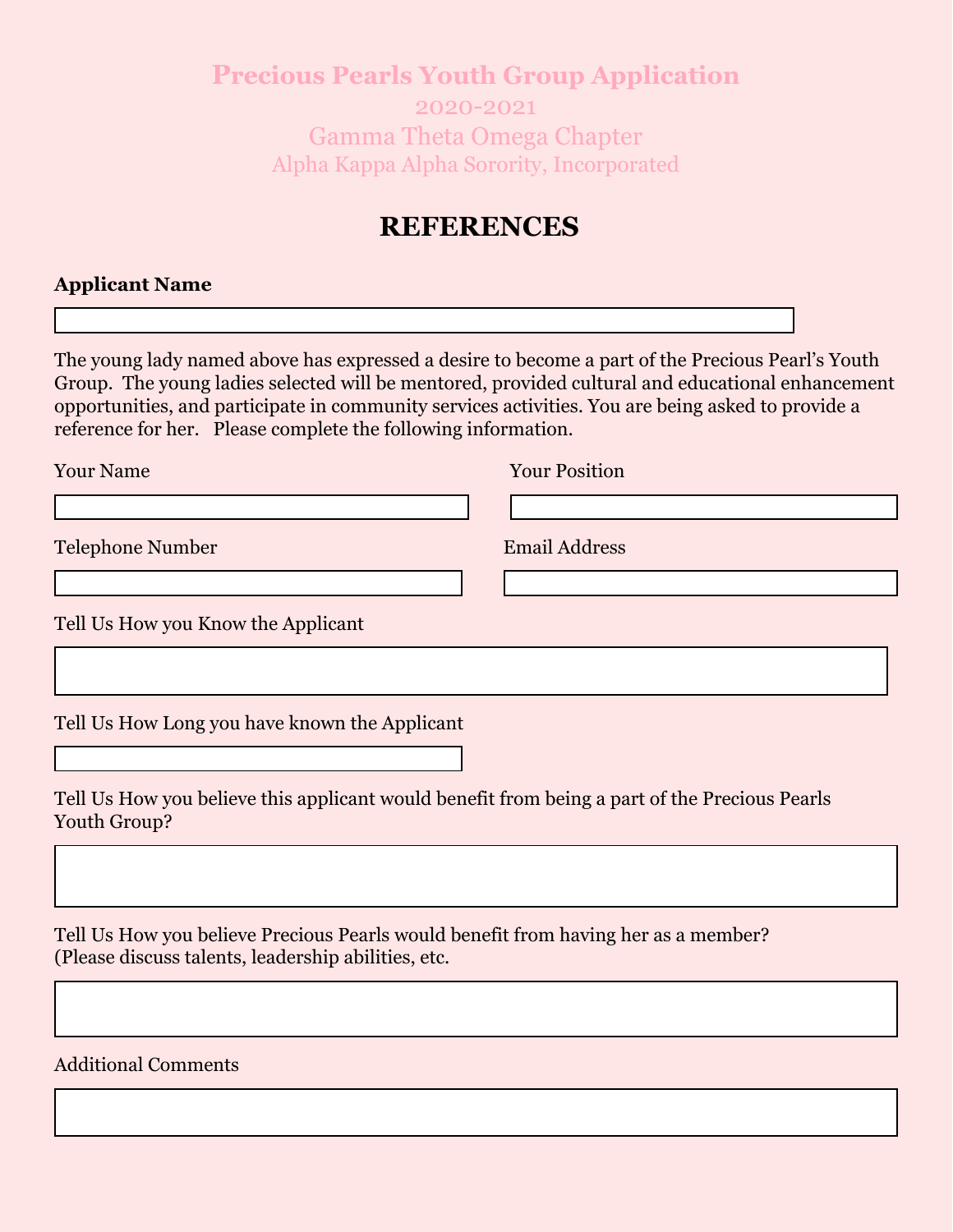# Precious Pearls Youth Group Application

2020-2021

Gamma Theta Omega Chapter

Alpha Kappa Alpha Sorority, Incorporated

## REFERENCES

**Applicant Name**

The young lady named above has expressed a desire to become a part of the Precious Pearl's Youth Group. The young ladies selected will be mentored, provided cultural and educational enhancement opportunities, and participate in community services activities. You are being asked to provide a reference for her. Please complete the following information.

Your Name

Your Position

Telephone Number

Email Address

Tell Us How you Know the Applicant

Tell Us How Long you have known the Applicant

Tell Us How you believe this applicant would benefit from being a part of the Precious Pearls Youth Group?

Tell Us How you believe Precious Pearls would benefit from having her as a member? (Please discuss talents, leadership abilities, etc.

Additional Comments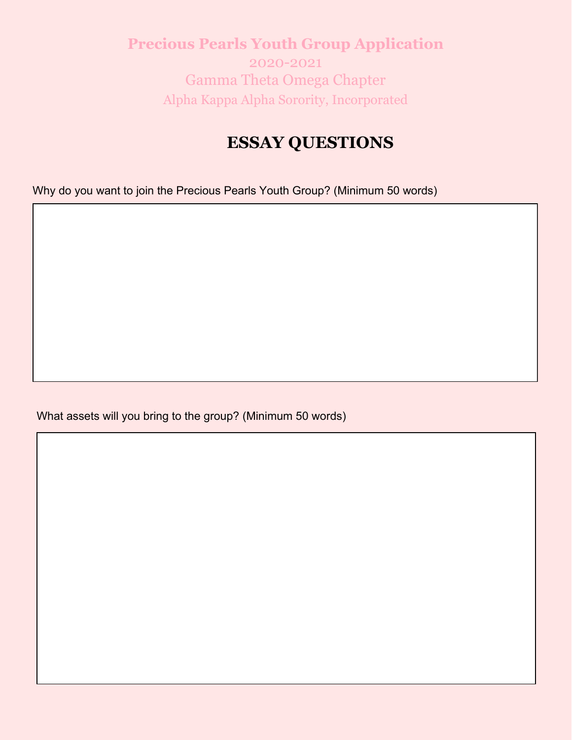# Precious Pearls Youth Group Application

2020-2021

Gamma Theta Omega Chapter

Alpha Kappa Alpha Sorority, Incorporated

## ESSAY QUESTIONS

Why do you want to join the Precious Pearls Youth Group? (Minimum 50 words)

What assets will you bring to the group? (Minimum 50 words)